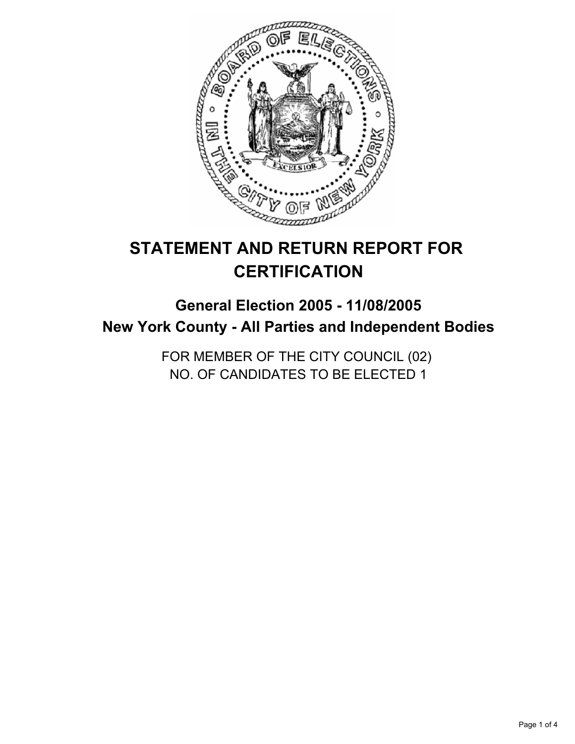# STATEMENT AND RETURN REPORT FOR CERTIFICATION

## General Election 2005 - 11/08/2005
## New York County - All Parties and Independent Bodies

FOR MEMBER OF THE CITY COUNCIL (02)
NO. OF CANDIDATES TO BE ELECTED 1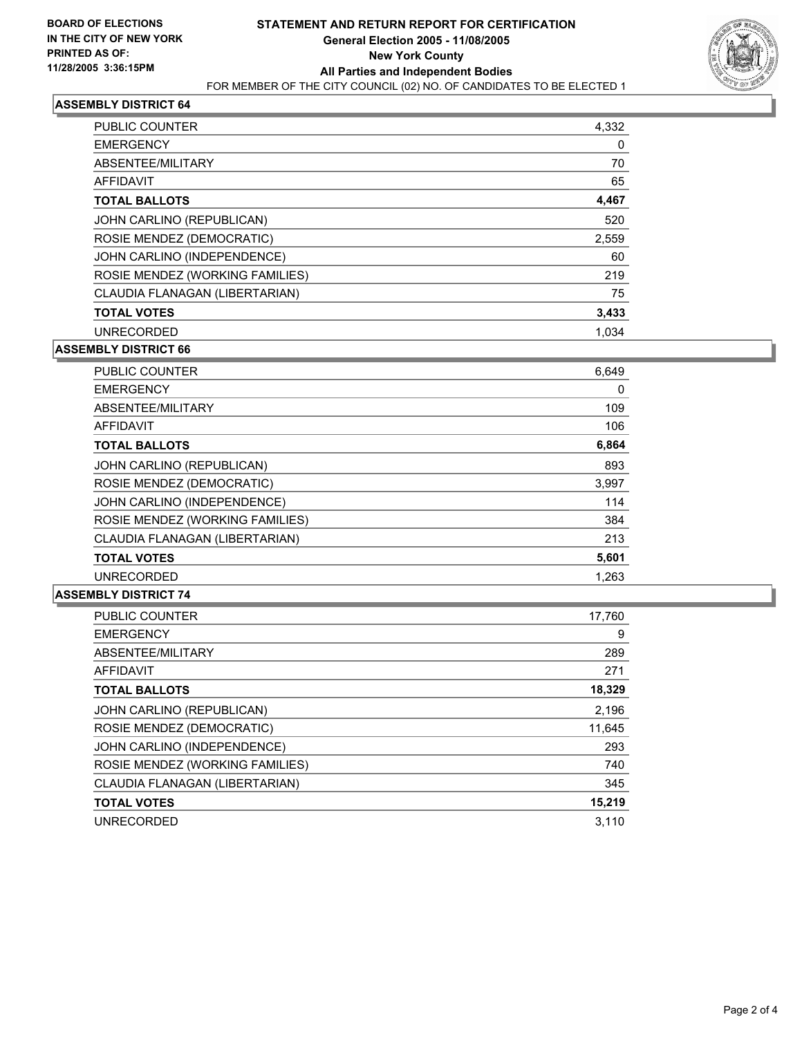**BOARD OF ELECTIONS IN THE CITY OF NEW YORK PRINTED AS OF: 11/28/2005 3:36:15PM**

# STATEMENT AND RETURN REPORT FOR CERTIFICATION
## General Election 2005 - 11/08/2005
## New York County
## All Parties and Independent Bodies
FOR MEMBER OF THE CITY COUNCIL (02) NO. OF CANDIDATES TO BE ELECTED 1

### ASSEMBLY DISTRICT 64

| | |
|---|---|
| PUBLIC COUNTER | 4,332 |
| EMERGENCY | 0 |
| ABSENTEE/MILITARY | 70 |
| AFFIDAVIT | 65 |
| **TOTAL BALLOTS** | **4,467** |
| JOHN CARLINO (REPUBLICAN) | 520 |
| ROSIE MENDEZ (DEMOCRATIC) | 2,559 |
| JOHN CARLINO (INDEPENDENCE) | 60 |
| ROSIE MENDEZ (WORKING FAMILIES) | 219 |
| CLAUDIA FLANAGAN (LIBERTARIAN) | 75 |
| **TOTAL VOTES** | **3,433** |
| UNRECORDED | 1,034 |

### ASSEMBLY DISTRICT 66

| | |
|---|---|
| PUBLIC COUNTER | 6,649 |
| EMERGENCY | 0 |
| ABSENTEE/MILITARY | 109 |
| AFFIDAVIT | 106 |
| **TOTAL BALLOTS** | **6,864** |
| JOHN CARLINO (REPUBLICAN) | 893 |
| ROSIE MENDEZ (DEMOCRATIC) | 3,997 |
| JOHN CARLINO (INDEPENDENCE) | 114 |
| ROSIE MENDEZ (WORKING FAMILIES) | 384 |
| CLAUDIA FLANAGAN (LIBERTARIAN) | 213 |
| **TOTAL VOTES** | **5,601** |
| UNRECORDED | 1,263 |

### ASSEMBLY DISTRICT 74

| | |
|---|---|
| PUBLIC COUNTER | 17,760 |
| EMERGENCY | 9 |
| ABSENTEE/MILITARY | 289 |
| AFFIDAVIT | 271 |
| **TOTAL BALLOTS** | **18,329** |
| JOHN CARLINO (REPUBLICAN) | 2,196 |
| ROSIE MENDEZ (DEMOCRATIC) | 11,645 |
| JOHN CARLINO (INDEPENDENCE) | 293 |
| ROSIE MENDEZ (WORKING FAMILIES) | 740 |
| CLAUDIA FLANAGAN (LIBERTARIAN) | 345 |
| **TOTAL VOTES** | **15,219** |
| UNRECORDED | 3,110 |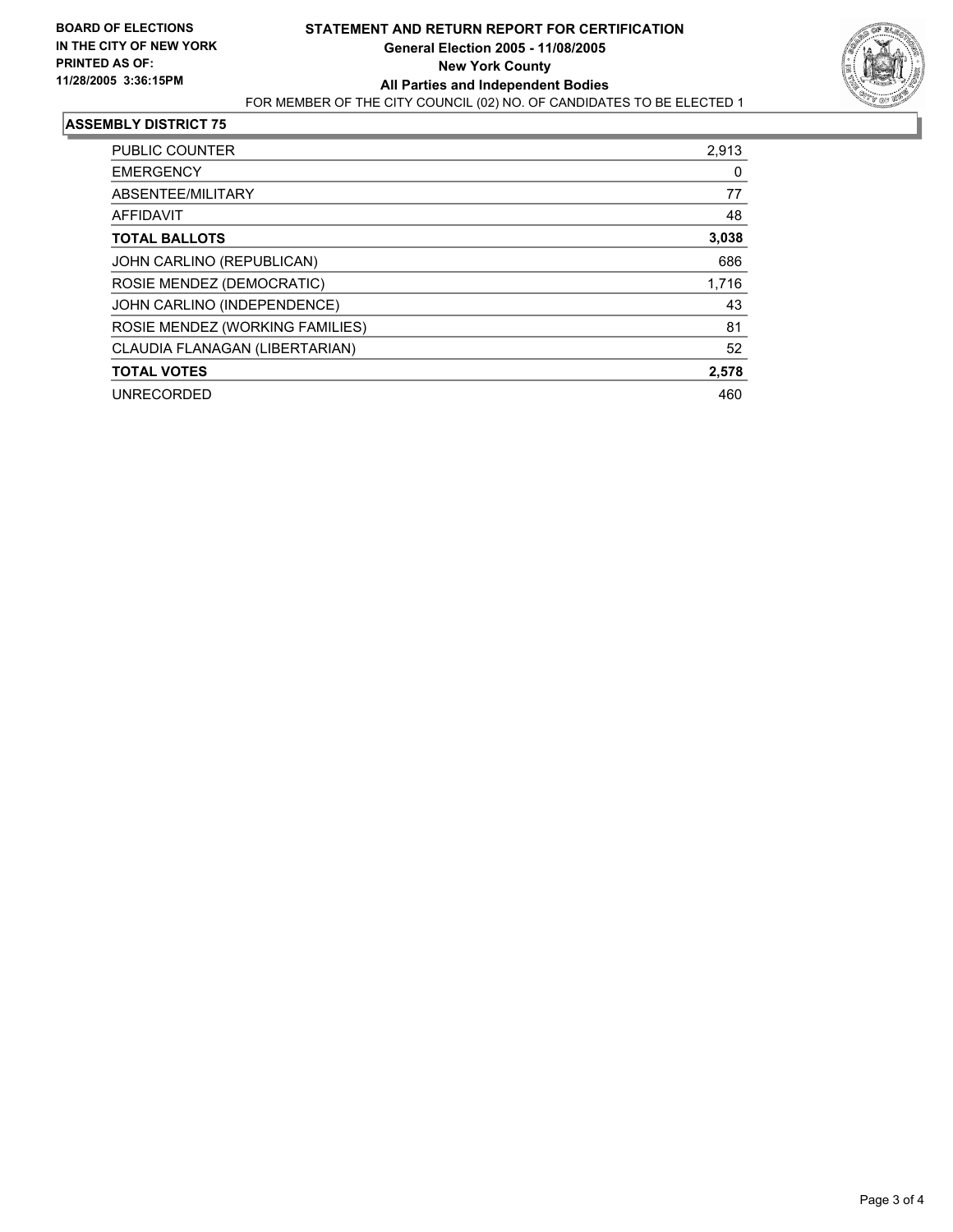**BOARD OF ELECTIONS IN THE CITY OF NEW YORK PRINTED AS OF: 11/28/2005 3:36:15PM**

# STATEMENT AND RETURN REPORT FOR CERTIFICATION

**General Election 2005 - 11/08/2005**

**New York County**

**All Parties and Independent Bodies**

FOR MEMBER OF THE CITY COUNCIL (02) NO. OF CANDIDATES TO BE ELECTED 1

## ASSEMBLY DISTRICT 75

| | |
|---|---|
| PUBLIC COUNTER | 2,913 |
| EMERGENCY | 0 |
| ABSENTEE/MILITARY | 77 |
| AFFIDAVIT | 48 |
| **TOTAL BALLOTS** | **3,038** |
| JOHN CARLINO (REPUBLICAN) | 686 |
| ROSIE MENDEZ (DEMOCRATIC) | 1,716 |
| JOHN CARLINO (INDEPENDENCE) | 43 |
| ROSIE MENDEZ (WORKING FAMILIES) | 81 |
| CLAUDIA FLANAGAN (LIBERTARIAN) | 52 |
| **TOTAL VOTES** | **2,578** |
| UNRECORDED | 460 |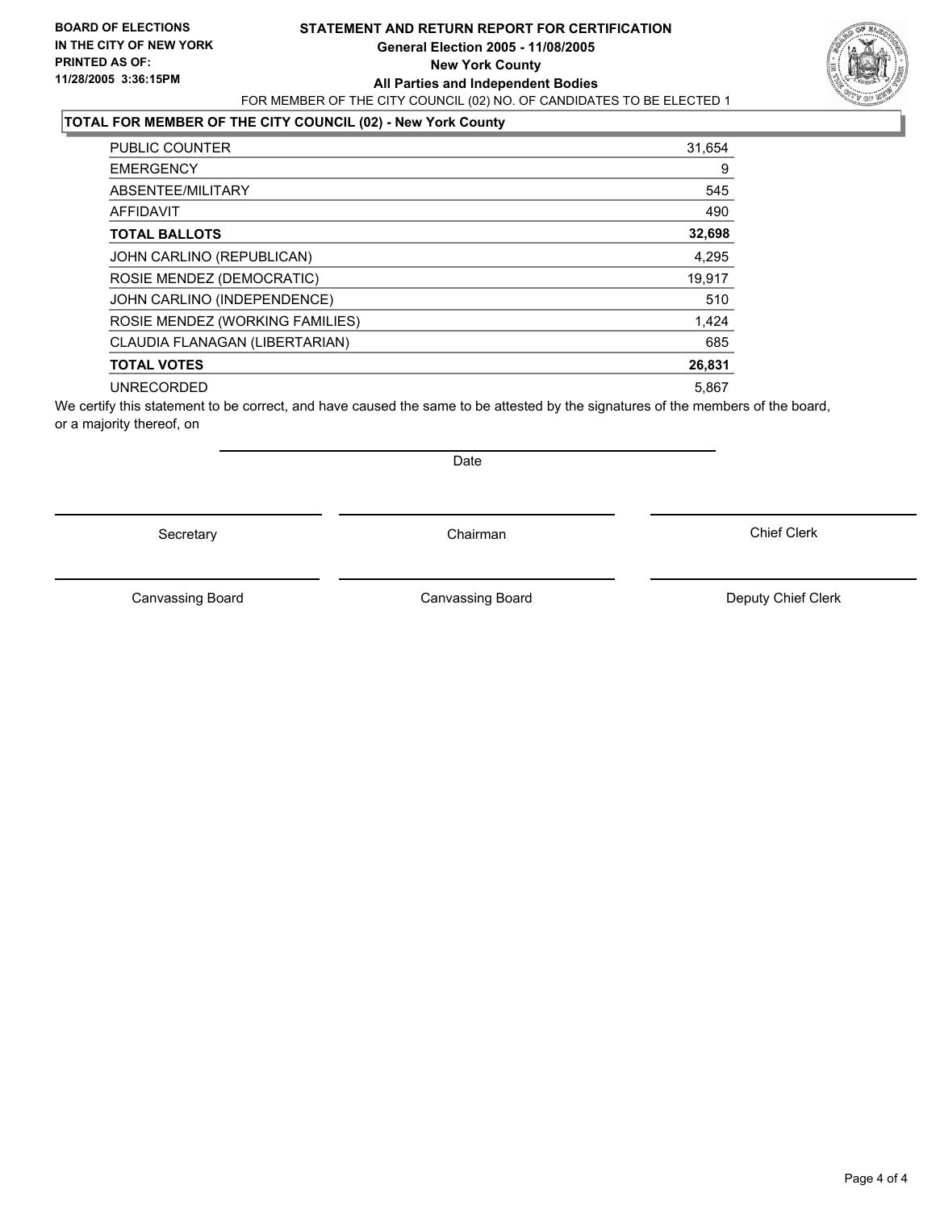**BOARD OF ELECTIONS**
**IN THE CITY OF NEW YORK**
**PRINTED AS OF:**
**11/28/2005 3:36:15PM**

**STATEMENT AND RETURN REPORT FOR CERTIFICATION**
**General Election 2005 - 11/08/2005**
**New York County**
**All Parties and Independent Bodies**

FOR MEMBER OF THE CITY COUNCIL (02) NO. OF CANDIDATES TO BE ELECTED 1

**TOTAL FOR MEMBER OF THE CITY COUNCIL (02) - New York County**

| | |
|---|---|
| PUBLIC COUNTER | 31,654 |
| EMERGENCY | 9 |
| ABSENTEE/MILITARY | 545 |
| AFFIDAVIT | 490 |
| **TOTAL BALLOTS** | **32,698** |
| JOHN CARLINO (REPUBLICAN) | 4,295 |
| ROSIE MENDEZ (DEMOCRATIC) | 19,917 |
| JOHN CARLINO (INDEPENDENCE) | 510 |
| ROSIE MENDEZ (WORKING FAMILIES) | 1,424 |
| CLAUDIA FLANAGAN (LIBERTARIAN) | 685 |
| **TOTAL VOTES** | **26,831** |
| UNRECORDED | 5,867 |

We certify this statement to be correct, and have caused the same to be attested by the signatures of the members of the board, or a majority thereof, on

Date

Secretary

Chairman

Chief Clerk

Canvassing Board

Canvassing Board

Deputy Chief Clerk